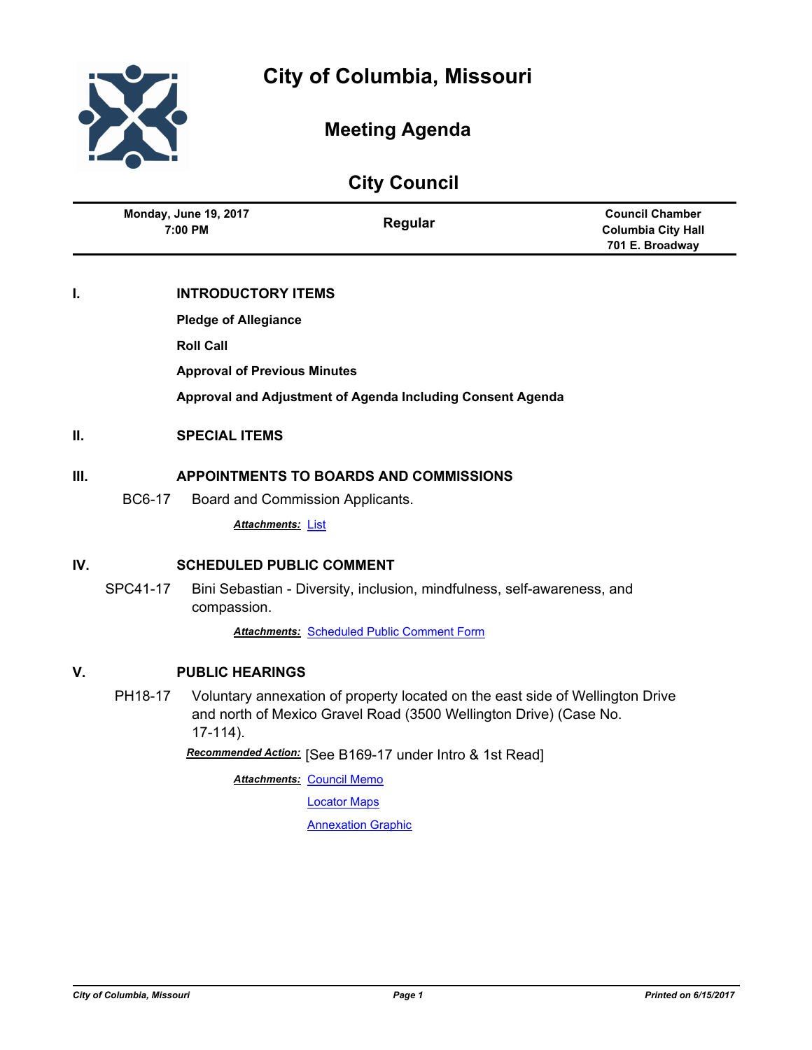# City of Columbia, Missouri

## Meeting Agenda

## City Council

| Monday, June 19, 2017 7:00 PM | Regular | Council Chamber Columbia City Hall 701 E. Broadway |
|---|---|---|

## I. INTRODUCTORY ITEMS

**Pledge of Allegiance**

**Roll Call**

**Approval of Previous Minutes**

**Approval and Adjustment of Agenda Including Consent Agenda**

## II. SPECIAL ITEMS

## III. APPOINTMENTS TO BOARDS AND COMMISSIONS

BC6-17 Board and Commission Applicants.

***Attachments:*** List

## IV. SCHEDULED PUBLIC COMMENT

SPC41-17 Bini Sebastian - Diversity, inclusion, mindfulness, self-awareness, and compassion.

***Attachments:*** Scheduled Public Comment Form

## V. PUBLIC HEARINGS

PH18-17 Voluntary annexation of property located on the east side of Wellington Drive and north of Mexico Gravel Road (3500 Wellington Drive) (Case No. 17-114).

***Recommended Action:*** [See B169-17 under Intro & 1st Read]

***Attachments:*** Council Memo

Locator Maps

Annexation Graphic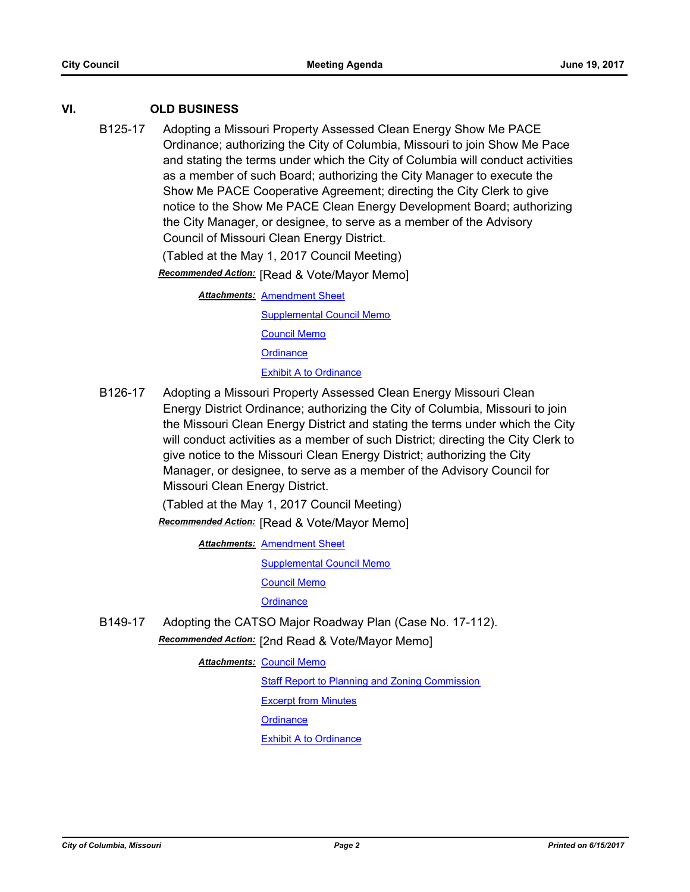## VI. OLD BUSINESS

**B125-17** Adopting a Missouri Property Assessed Clean Energy Show Me PACE Ordinance; authorizing the City of Columbia, Missouri to join Show Me Pace and stating the terms under which the City of Columbia will conduct activities as a member of such Board; authorizing the City Manager to execute the Show Me PACE Cooperative Agreement; directing the City Clerk to give notice to the Show Me PACE Clean Energy Development Board; authorizing the City Manager, or designee, to serve as a member of the Advisory Council of Missouri Clean Energy District.

(Tabled at the May 1, 2017 Council Meeting)

***Recommended Action:*** [Read & Vote/Mayor Memo]

***Attachments:*** Amendment Sheet
Supplemental Council Memo
Council Memo
Ordinance
Exhibit A to Ordinance

**B126-17** Adopting a Missouri Property Assessed Clean Energy Missouri Clean Energy District Ordinance; authorizing the City of Columbia, Missouri to join the Missouri Clean Energy District and stating the terms under which the City will conduct activities as a member of such District; directing the City Clerk to give notice to the Missouri Clean Energy District; authorizing the City Manager, or designee, to serve as a member of the Advisory Council for Missouri Clean Energy District.

(Tabled at the May 1, 2017 Council Meeting)

***Recommended Action:*** [Read & Vote/Mayor Memo]

***Attachments:*** Amendment Sheet
Supplemental Council Memo
Council Memo
Ordinance

**B149-17** Adopting the CATSO Major Roadway Plan (Case No. 17-112).

***Recommended Action:*** [2nd Read & Vote/Mayor Memo]

***Attachments:*** Council Memo
Staff Report to Planning and Zoning Commission
Excerpt from Minutes
Ordinance
Exhibit A to Ordinance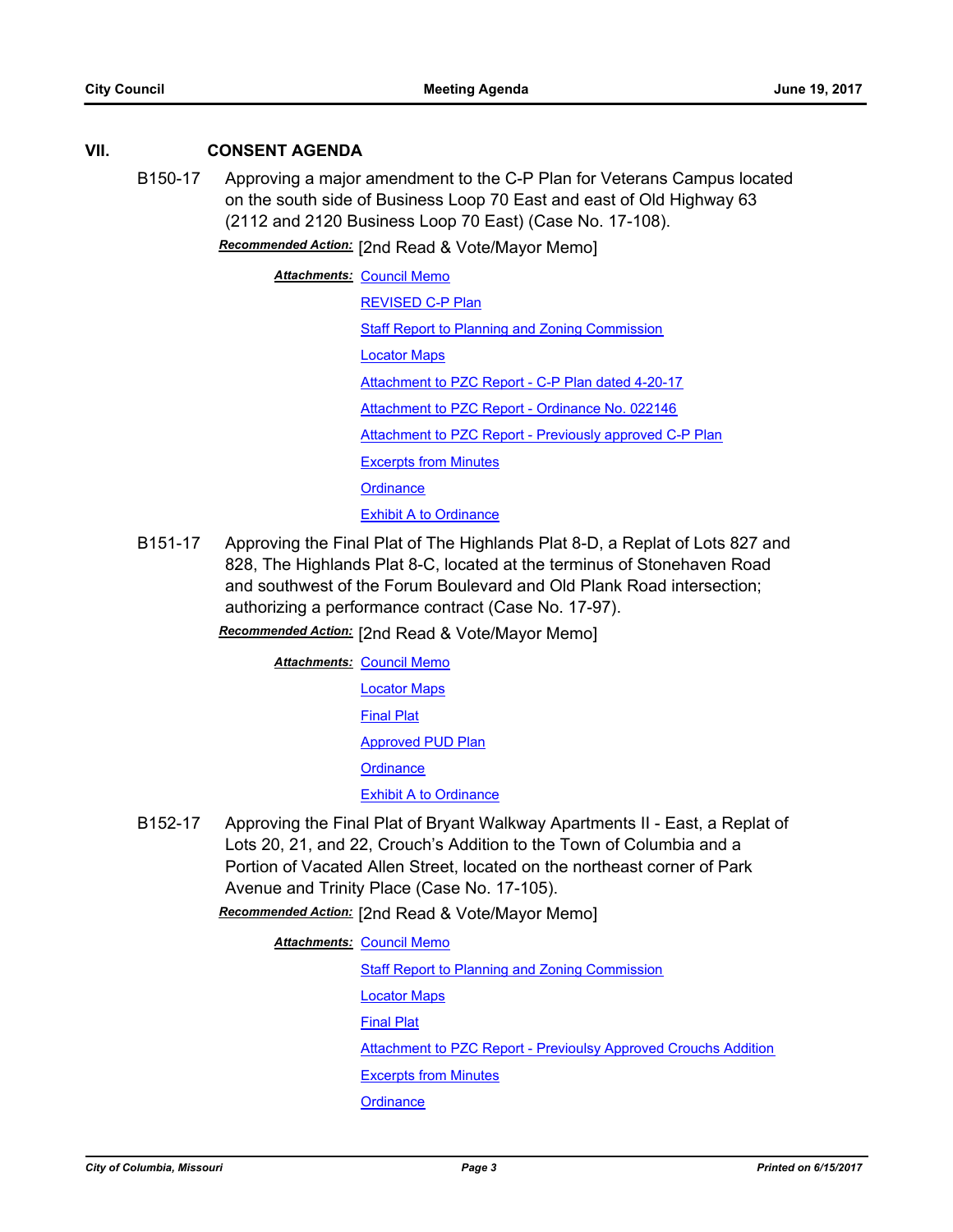## VII. CONSENT AGENDA

**B150-17** Approving a major amendment to the C-P Plan for Veterans Campus located on the south side of Business Loop 70 East and east of Old Highway 63 (2112 and 2120 Business Loop 70 East) (Case No. 17-108).

***Recommended Action:*** [2nd Read & Vote/Mayor Memo]

***Attachments:*** Council Memo
REVISED C-P Plan
Staff Report to Planning and Zoning Commission
Locator Maps
Attachment to PZC Report - C-P Plan dated 4-20-17
Attachment to PZC Report - Ordinance No. 022146
Attachment to PZC Report - Previously approved C-P Plan
Excerpts from Minutes
Ordinance
Exhibit A to Ordinance

**B151-17** Approving the Final Plat of The Highlands Plat 8-D, a Replat of Lots 827 and 828, The Highlands Plat 8-C, located at the terminus of Stonehaven Road and southwest of the Forum Boulevard and Old Plank Road intersection; authorizing a performance contract (Case No. 17-97).

***Recommended Action:*** [2nd Read & Vote/Mayor Memo]

***Attachments:*** Council Memo
Locator Maps
Final Plat
Approved PUD Plan
Ordinance
Exhibit A to Ordinance

**B152-17** Approving the Final Plat of Bryant Walkway Apartments II - East, a Replat of Lots 20, 21, and 22, Crouch's Addition to the Town of Columbia and a Portion of Vacated Allen Street, located on the northeast corner of Park Avenue and Trinity Place (Case No. 17-105).

***Recommended Action:*** [2nd Read & Vote/Mayor Memo]

***Attachments:*** Council Memo
Staff Report to Planning and Zoning Commission
Locator Maps
Final Plat
Attachment to PZC Report - Previoulsy Approved Crouchs Addition
Excerpts from Minutes
Ordinance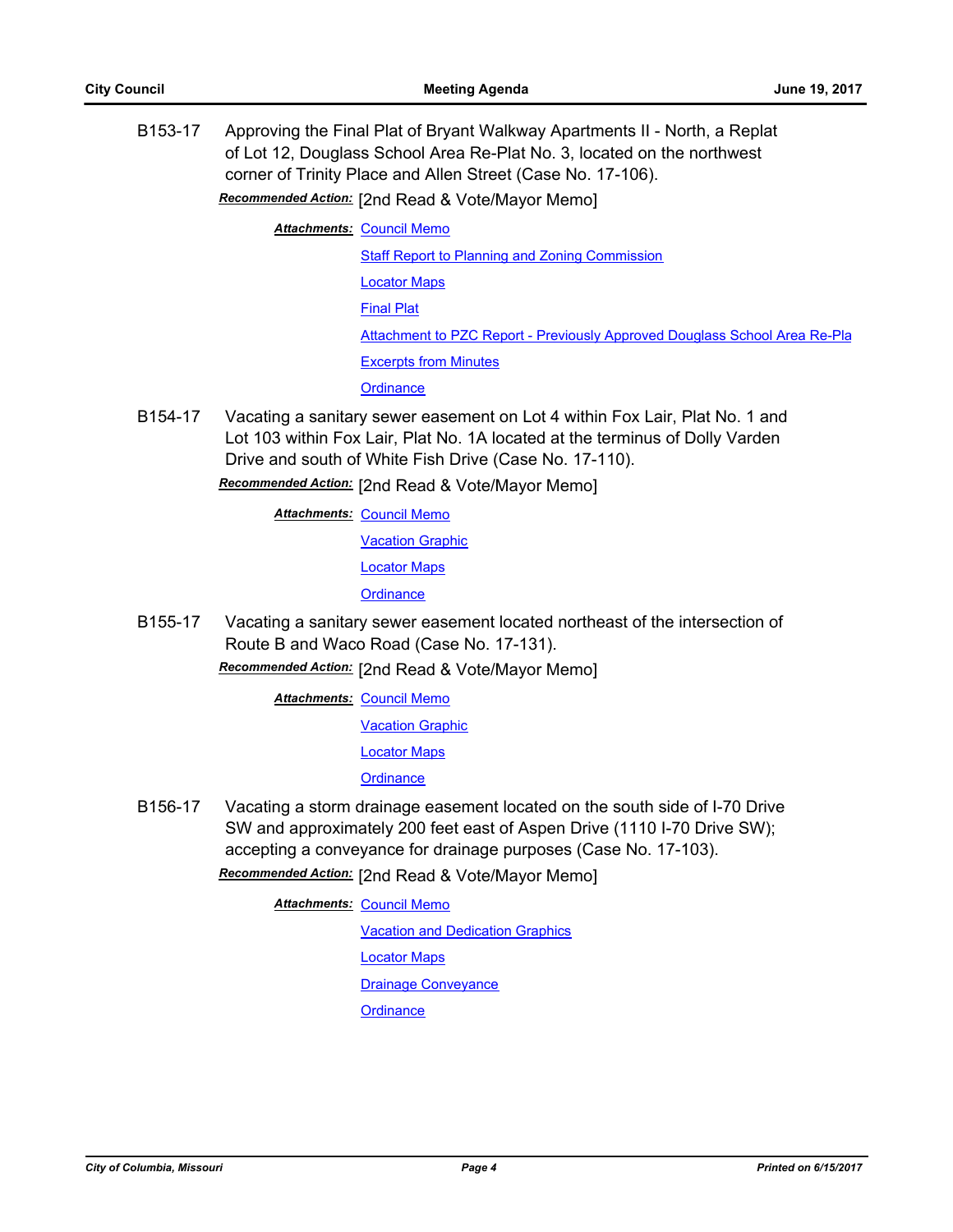**B153-17** Approving the Final Plat of Bryant Walkway Apartments II - North, a Replat of Lot 12, Douglass School Area Re-Plat No. 3, located on the northwest corner of Trinity Place and Allen Street (Case No. 17-106).

***Recommended Action:*** [2nd Read & Vote/Mayor Memo]

***Attachments:***
- Council Memo
- Staff Report to Planning and Zoning Commission
- Locator Maps
- Final Plat
- Attachment to PZC Report - Previously Approved Douglass School Area Re-Pla
- Excerpts from Minutes
- Ordinance

**B154-17** Vacating a sanitary sewer easement on Lot 4 within Fox Lair, Plat No. 1 and Lot 103 within Fox Lair, Plat No. 1A located at the terminus of Dolly Varden Drive and south of White Fish Drive (Case No. 17-110).

***Recommended Action:*** [2nd Read & Vote/Mayor Memo]

***Attachments:***
- Council Memo
- Vacation Graphic
- Locator Maps
- Ordinance

**B155-17** Vacating a sanitary sewer easement located northeast of the intersection of Route B and Waco Road (Case No. 17-131).

***Recommended Action:*** [2nd Read & Vote/Mayor Memo]

***Attachments:***
- Council Memo
- Vacation Graphic
- Locator Maps
- Ordinance

**B156-17** Vacating a storm drainage easement located on the south side of I-70 Drive SW and approximately 200 feet east of Aspen Drive (1110 I-70 Drive SW); accepting a conveyance for drainage purposes (Case No. 17-103).

***Recommended Action:*** [2nd Read & Vote/Mayor Memo]

***Attachments:***
- Council Memo
- Vacation and Dedication Graphics
- Locator Maps
- Drainage Conveyance
- Ordinance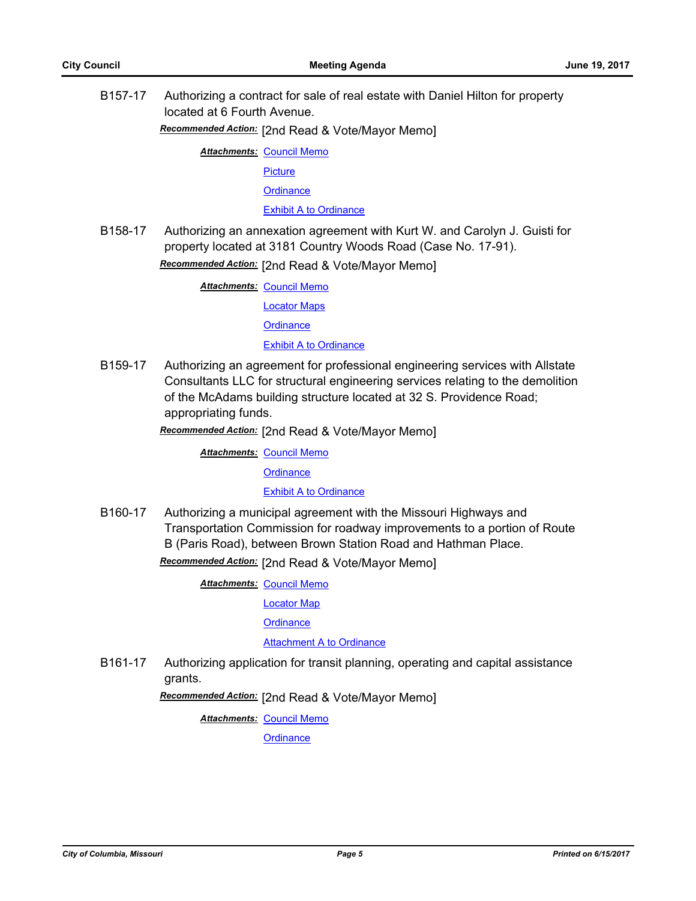**B157-17** Authorizing a contract for sale of real estate with Daniel Hilton for property located at 6 Fourth Avenue.

***Recommended Action:*** [2nd Read & Vote/Mayor Memo]

***Attachments:*** Council Memo
Picture
Ordinance
Exhibit A to Ordinance

**B158-17** Authorizing an annexation agreement with Kurt W. and Carolyn J. Guisti for property located at 3181 Country Woods Road (Case No. 17-91).

***Recommended Action:*** [2nd Read & Vote/Mayor Memo]

***Attachments:*** Council Memo
Locator Maps
Ordinance
Exhibit A to Ordinance

**B159-17** Authorizing an agreement for professional engineering services with Allstate Consultants LLC for structural engineering services relating to the demolition of the McAdams building structure located at 32 S. Providence Road; appropriating funds.

***Recommended Action:*** [2nd Read & Vote/Mayor Memo]

***Attachments:*** Council Memo
Ordinance
Exhibit A to Ordinance

**B160-17** Authorizing a municipal agreement with the Missouri Highways and Transportation Commission for roadway improvements to a portion of Route B (Paris Road), between Brown Station Road and Hathman Place.

***Recommended Action:*** [2nd Read & Vote/Mayor Memo]

***Attachments:*** Council Memo
Locator Map
Ordinance
Attachment A to Ordinance

**B161-17** Authorizing application for transit planning, operating and capital assistance grants.

***Recommended Action:*** [2nd Read & Vote/Mayor Memo]

***Attachments:*** Council Memo
Ordinance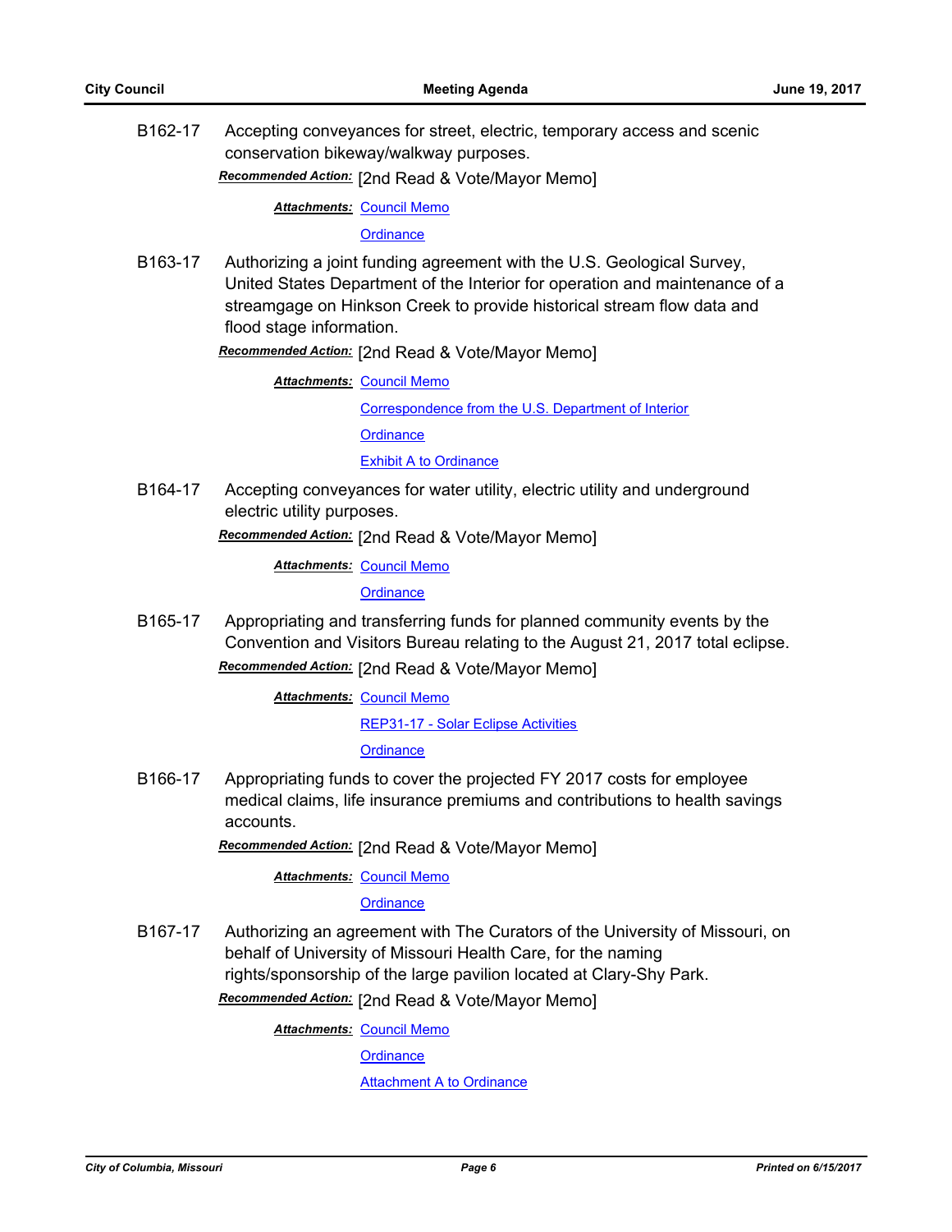**B162-17** Accepting conveyances for street, electric, temporary access and scenic conservation bikeway/walkway purposes.

***Recommended Action:*** [2nd Read & Vote/Mayor Memo]

***Attachments:*** Council Memo
Ordinance

**B163-17** Authorizing a joint funding agreement with the U.S. Geological Survey, United States Department of the Interior for operation and maintenance of a streamgage on Hinkson Creek to provide historical stream flow data and flood stage information.

***Recommended Action:*** [2nd Read & Vote/Mayor Memo]

***Attachments:*** Council Memo
Correspondence from the U.S. Department of Interior
Ordinance
Exhibit A to Ordinance

**B164-17** Accepting conveyances for water utility, electric utility and underground electric utility purposes.

***Recommended Action:*** [2nd Read & Vote/Mayor Memo]

***Attachments:*** Council Memo
Ordinance

**B165-17** Appropriating and transferring funds for planned community events by the Convention and Visitors Bureau relating to the August 21, 2017 total eclipse.

***Recommended Action:*** [2nd Read & Vote/Mayor Memo]

***Attachments:*** Council Memo
REP31-17 - Solar Eclipse Activities
Ordinance

**B166-17** Appropriating funds to cover the projected FY 2017 costs for employee medical claims, life insurance premiums and contributions to health savings accounts.

***Recommended Action:*** [2nd Read & Vote/Mayor Memo]

***Attachments:*** Council Memo
Ordinance

**B167-17** Authorizing an agreement with The Curators of the University of Missouri, on behalf of University of Missouri Health Care, for the naming rights/sponsorship of the large pavilion located at Clary-Shy Park.

***Recommended Action:*** [2nd Read & Vote/Mayor Memo]

***Attachments:*** Council Memo
Ordinance
Attachment A to Ordinance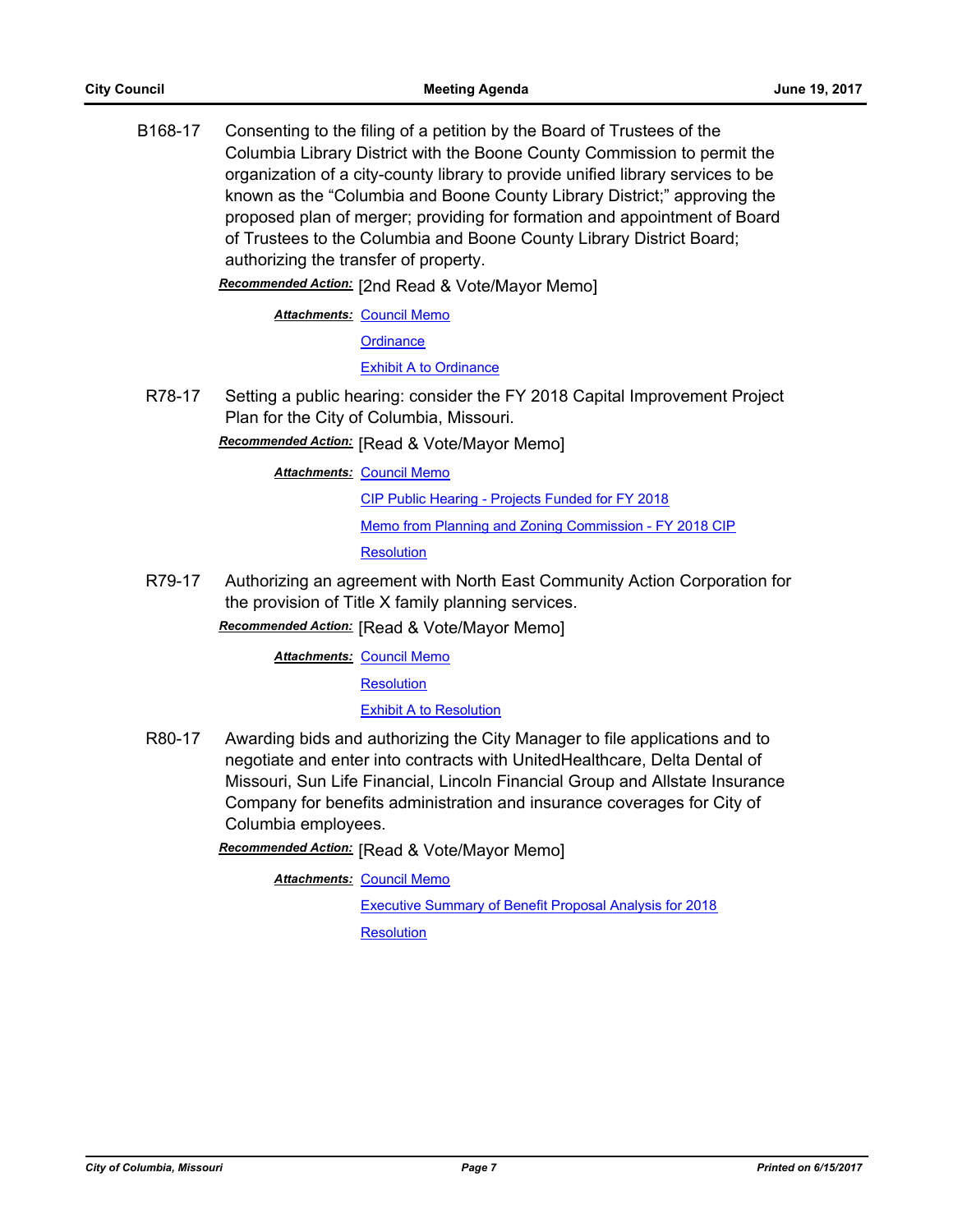B168-17 Consenting to the filing of a petition by the Board of Trustees of the Columbia Library District with the Boone County Commission to permit the organization of a city-county library to provide unified library services to be known as the "Columbia and Boone County Library District;" approving the proposed plan of merger; providing for formation and appointment of Board of Trustees to the Columbia and Boone County Library District Board; authorizing the transfer of property.

***Recommended Action:*** [2nd Read & Vote/Mayor Memo]

***Attachments:*** Council Memo

Ordinance

Exhibit A to Ordinance

R78-17 Setting a public hearing: consider the FY 2018 Capital Improvement Project Plan for the City of Columbia, Missouri.

***Recommended Action:*** [Read & Vote/Mayor Memo]

***Attachments:*** Council Memo

CIP Public Hearing - Projects Funded for FY 2018

Memo from Planning and Zoning Commission - FY 2018 CIP

Resolution

R79-17 Authorizing an agreement with North East Community Action Corporation for the provision of Title X family planning services.

***Recommended Action:*** [Read & Vote/Mayor Memo]

***Attachments:*** Council Memo

Resolution

Exhibit A to Resolution

R80-17 Awarding bids and authorizing the City Manager to file applications and to negotiate and enter into contracts with UnitedHealthcare, Delta Dental of Missouri, Sun Life Financial, Lincoln Financial Group and Allstate Insurance Company for benefits administration and insurance coverages for City of Columbia employees.

***Recommended Action:*** [Read & Vote/Mayor Memo]

***Attachments:*** Council Memo

Executive Summary of Benefit Proposal Analysis for 2018

Resolution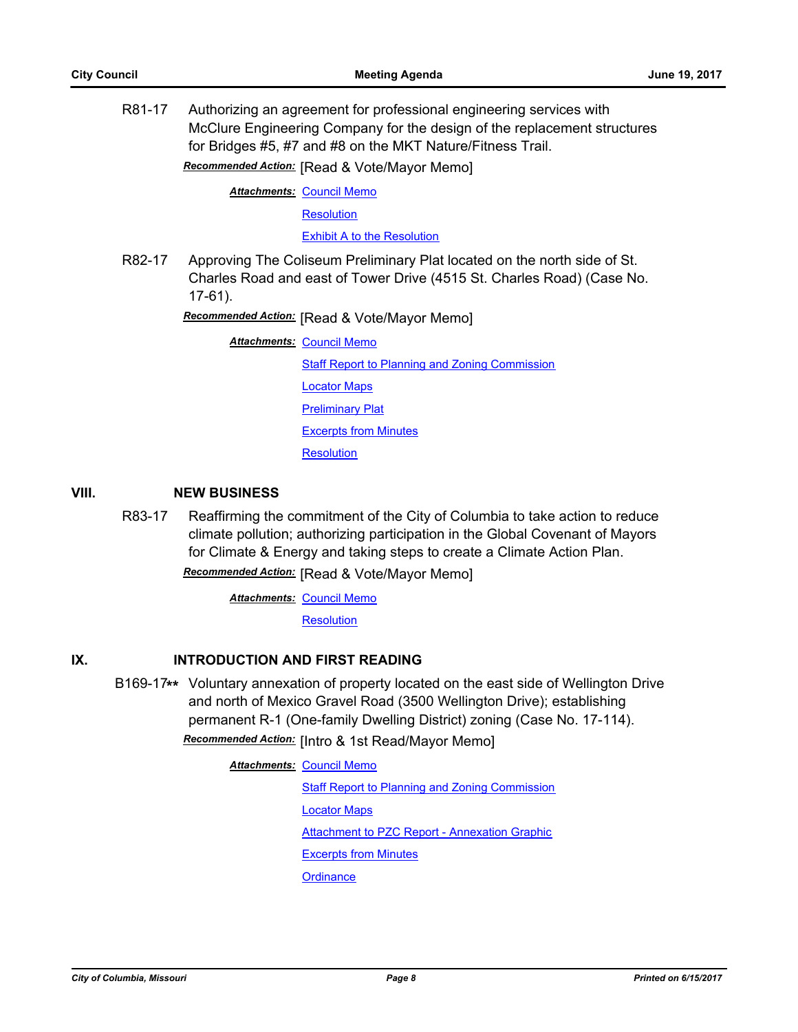R81-17 Authorizing an agreement for professional engineering services with McClure Engineering Company for the design of the replacement structures for Bridges #5, #7 and #8 on the MKT Nature/Fitness Trail.

***Recommended Action:*** [Read & Vote/Mayor Memo]

***Attachments:*** Council Memo
Resolution
Exhibit A to the Resolution

R82-17 Approving The Coliseum Preliminary Plat located on the north side of St. Charles Road and east of Tower Drive (4515 St. Charles Road) (Case No. 17-61).

***Recommended Action:*** [Read & Vote/Mayor Memo]

***Attachments:*** Council Memo
Staff Report to Planning and Zoning Commission
Locator Maps
Preliminary Plat
Excerpts from Minutes
Resolution

## VIII. NEW BUSINESS

R83-17 Reaffirming the commitment of the City of Columbia to take action to reduce climate pollution; authorizing participation in the Global Covenant of Mayors for Climate & Energy and taking steps to create a Climate Action Plan.

***Recommended Action:*** [Read & Vote/Mayor Memo]

***Attachments:*** Council Memo
Resolution

## IX. INTRODUCTION AND FIRST READING

B169-17** Voluntary annexation of property located on the east side of Wellington Drive and north of Mexico Gravel Road (3500 Wellington Drive); establishing permanent R-1 (One-family Dwelling District) zoning (Case No. 17-114).

***Recommended Action:*** [Intro & 1st Read/Mayor Memo]

***Attachments:*** Council Memo
Staff Report to Planning and Zoning Commission
Locator Maps
Attachment to PZC Report - Annexation Graphic
Excerpts from Minutes
Ordinance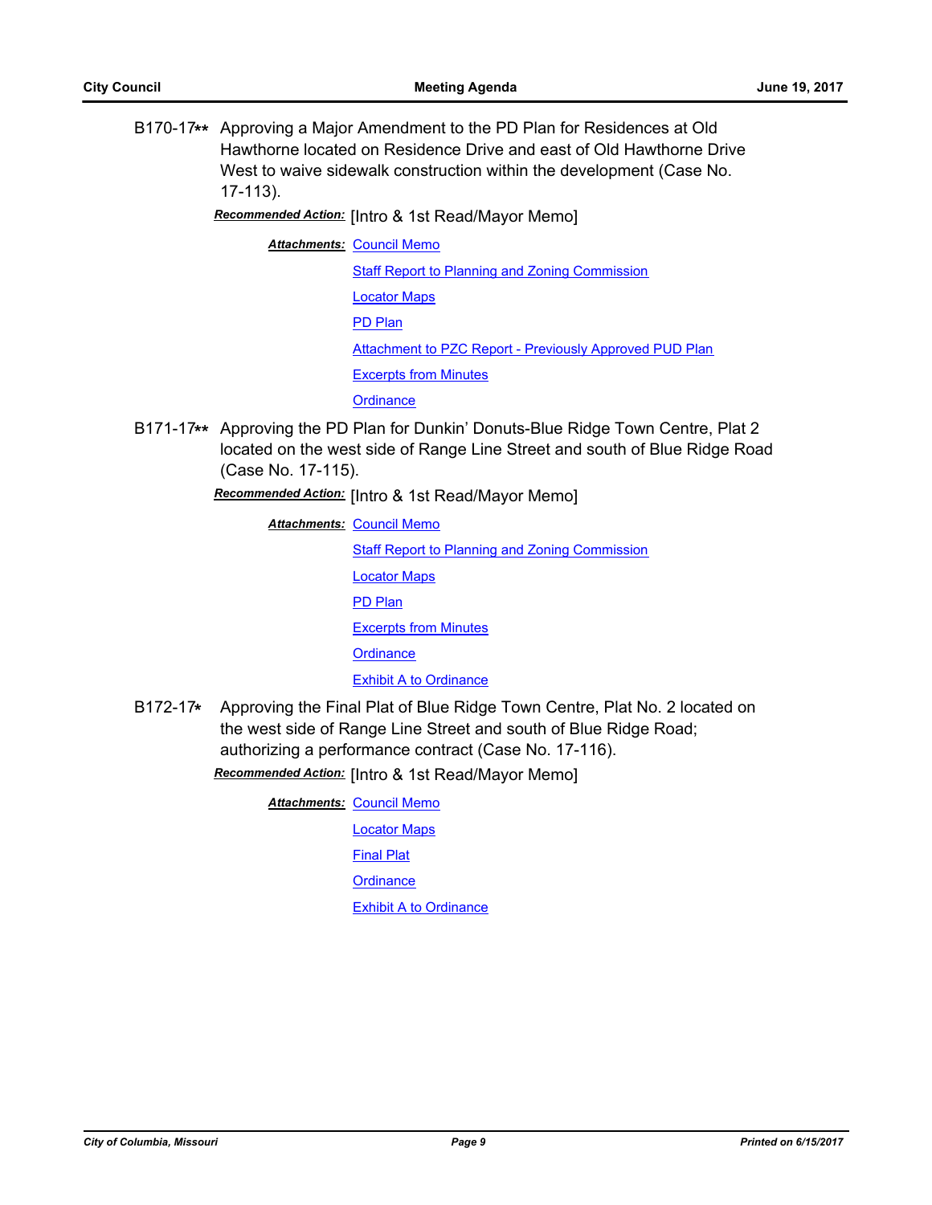B170-17** Approving a Major Amendment to the PD Plan for Residences at Old Hawthorne located on Residence Drive and east of Old Hawthorne Drive West to waive sidewalk construction within the development (Case No. 17-113).

***Recommended Action:*** [Intro & 1st Read/Mayor Memo]

***Attachments:*** Council Memo
Staff Report to Planning and Zoning Commission
Locator Maps
PD Plan
Attachment to PZC Report - Previously Approved PUD Plan
Excerpts from Minutes
Ordinance

B171-17** Approving the PD Plan for Dunkin' Donuts-Blue Ridge Town Centre, Plat 2 located on the west side of Range Line Street and south of Blue Ridge Road (Case No. 17-115).

***Recommended Action:*** [Intro & 1st Read/Mayor Memo]

***Attachments:*** Council Memo
Staff Report to Planning and Zoning Commission
Locator Maps
PD Plan
Excerpts from Minutes
Ordinance
Exhibit A to Ordinance

B172-17* Approving the Final Plat of Blue Ridge Town Centre, Plat No. 2 located on the west side of Range Line Street and south of Blue Ridge Road; authorizing a performance contract (Case No. 17-116).

***Recommended Action:*** [Intro & 1st Read/Mayor Memo]

***Attachments:*** Council Memo
Locator Maps
Final Plat
Ordinance
Exhibit A to Ordinance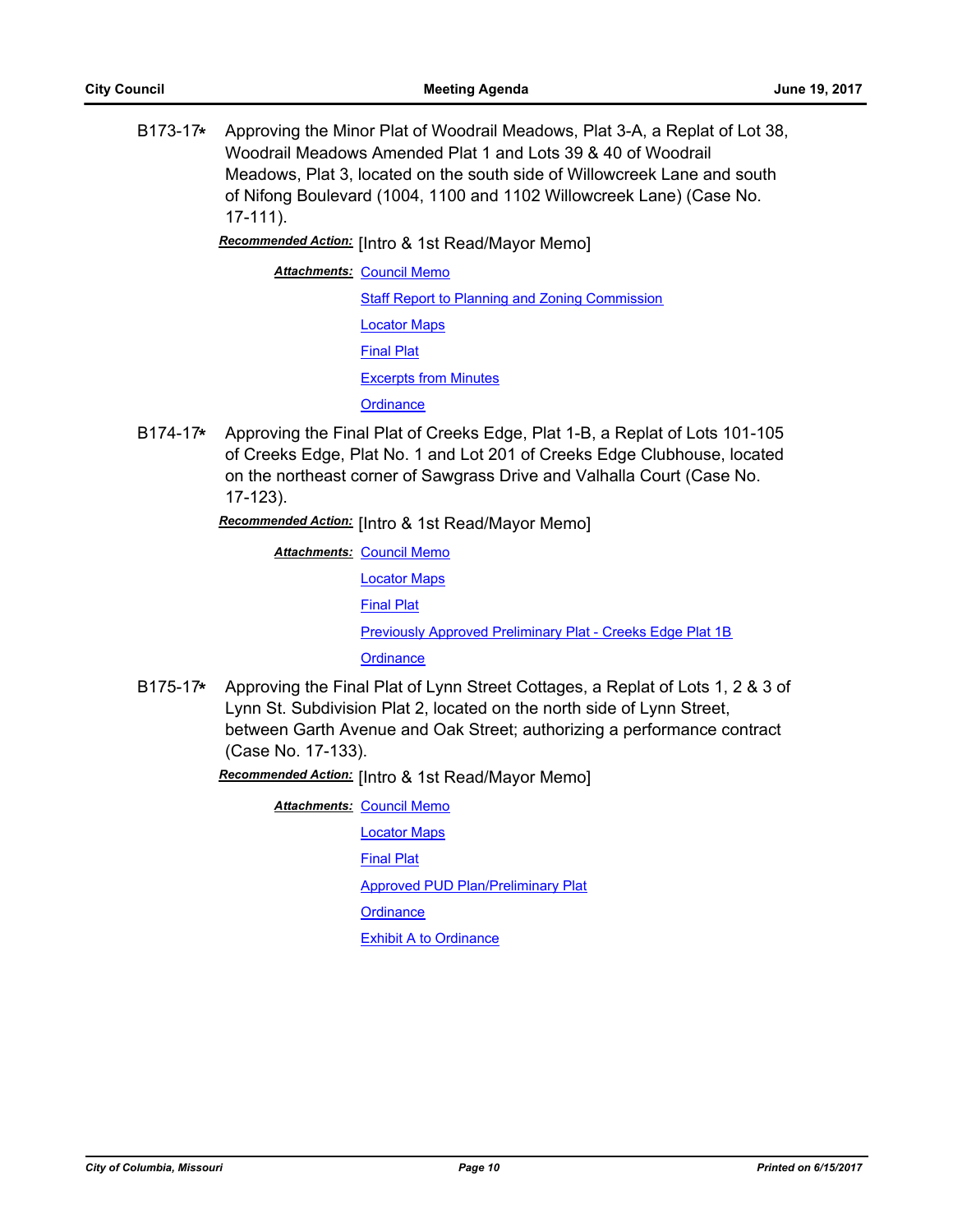B173-17* Approving the Minor Plat of Woodrail Meadows, Plat 3-A, a Replat of Lot 38, Woodrail Meadows Amended Plat 1 and Lots 39 & 40 of Woodrail Meadows, Plat 3, located on the south side of Willowcreek Lane and south of Nifong Boulevard (1004, 1100 and 1102 Willowcreek Lane) (Case No. 17-111).

***Recommended Action:*** [Intro & 1st Read/Mayor Memo]

***Attachments:*** Council Memo
Staff Report to Planning and Zoning Commission
Locator Maps
Final Plat
Excerpts from Minutes
Ordinance

B174-17* Approving the Final Plat of Creeks Edge, Plat 1-B, a Replat of Lots 101-105 of Creeks Edge, Plat No. 1 and Lot 201 of Creeks Edge Clubhouse, located on the northeast corner of Sawgrass Drive and Valhalla Court (Case No. 17-123).

***Recommended Action:*** [Intro & 1st Read/Mayor Memo]

***Attachments:*** Council Memo
Locator Maps
Final Plat
Previously Approved Preliminary Plat - Creeks Edge Plat 1B
Ordinance

B175-17* Approving the Final Plat of Lynn Street Cottages, a Replat of Lots 1, 2 & 3 of Lynn St. Subdivision Plat 2, located on the north side of Lynn Street, between Garth Avenue and Oak Street; authorizing a performance contract (Case No. 17-133).

***Recommended Action:*** [Intro & 1st Read/Mayor Memo]

***Attachments:*** Council Memo
Locator Maps
Final Plat
Approved PUD Plan/Preliminary Plat
Ordinance
Exhibit A to Ordinance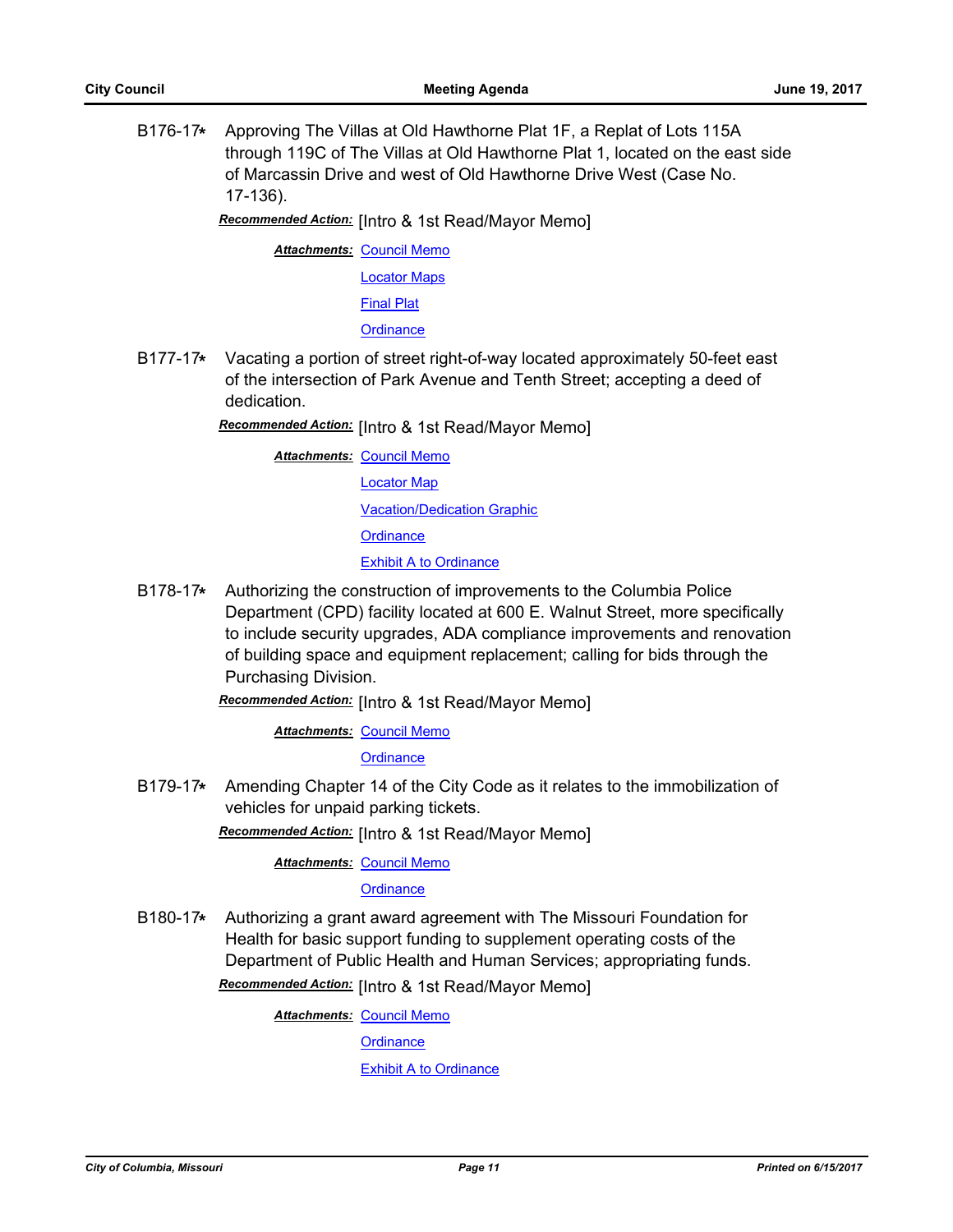B176-17* Approving The Villas at Old Hawthorne Plat 1F, a Replat of Lots 115A through 119C of The Villas at Old Hawthorne Plat 1, located on the east side of Marcassin Drive and west of Old Hawthorne Drive West (Case No. 17-136).

***Recommended Action:*** [Intro & 1st Read/Mayor Memo]

***Attachments:*** Council Memo
Locator Maps
Final Plat
Ordinance

B177-17* Vacating a portion of street right-of-way located approximately 50-feet east of the intersection of Park Avenue and Tenth Street; accepting a deed of dedication.

***Recommended Action:*** [Intro & 1st Read/Mayor Memo]

***Attachments:*** Council Memo
Locator Map
Vacation/Dedication Graphic
Ordinance
Exhibit A to Ordinance

B178-17* Authorizing the construction of improvements to the Columbia Police Department (CPD) facility located at 600 E. Walnut Street, more specifically to include security upgrades, ADA compliance improvements and renovation of building space and equipment replacement; calling for bids through the Purchasing Division.

***Recommended Action:*** [Intro & 1st Read/Mayor Memo]

***Attachments:*** Council Memo
Ordinance

B179-17* Amending Chapter 14 of the City Code as it relates to the immobilization of vehicles for unpaid parking tickets.

***Recommended Action:*** [Intro & 1st Read/Mayor Memo]

***Attachments:*** Council Memo
Ordinance

B180-17* Authorizing a grant award agreement with The Missouri Foundation for Health for basic support funding to supplement operating costs of the Department of Public Health and Human Services; appropriating funds.

***Recommended Action:*** [Intro & 1st Read/Mayor Memo]

***Attachments:*** Council Memo
Ordinance
Exhibit A to Ordinance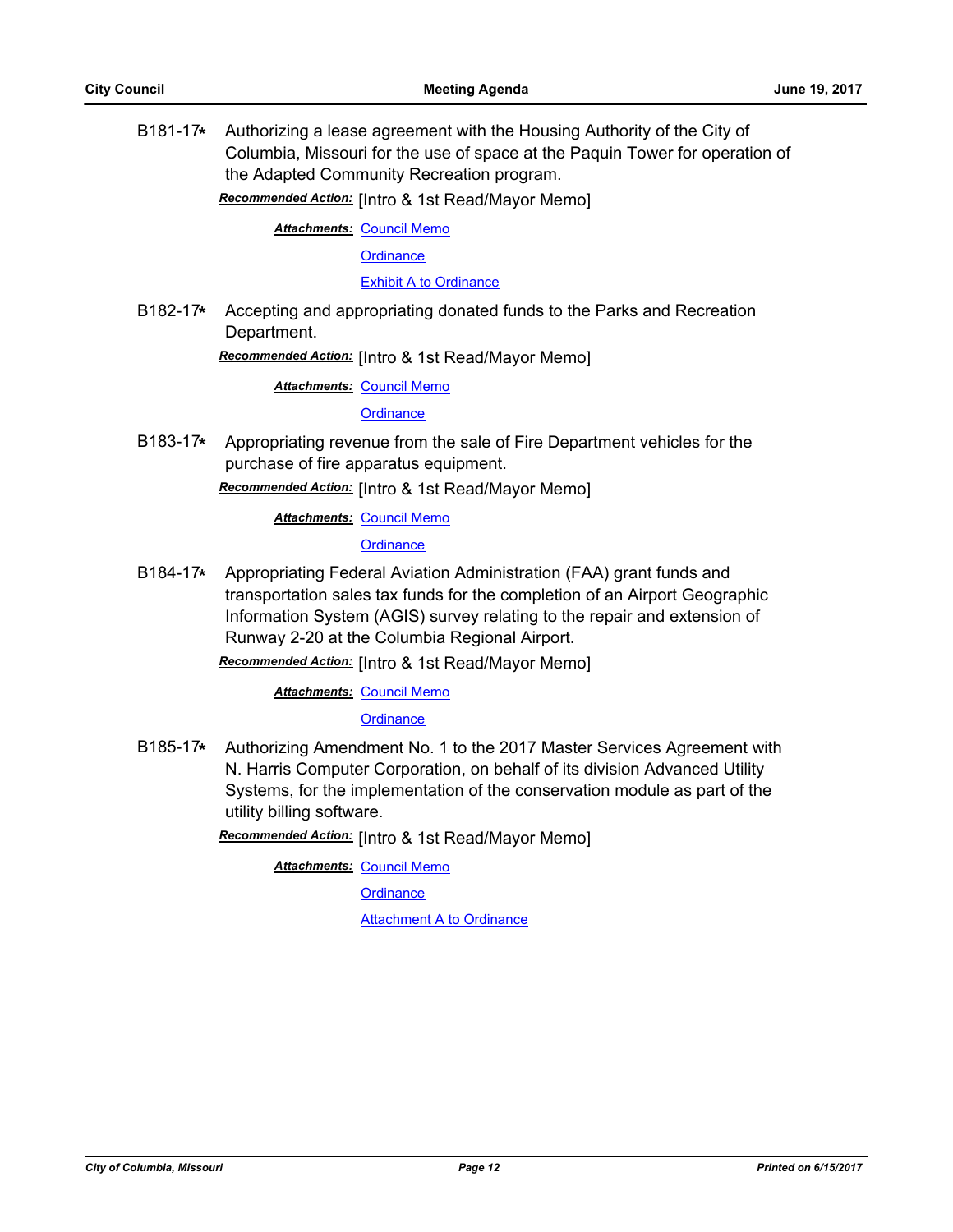B181-17* Authorizing a lease agreement with the Housing Authority of the City of Columbia, Missouri for the use of space at the Paquin Tower for operation of the Adapted Community Recreation program.

***Recommended Action:*** [Intro & 1st Read/Mayor Memo]

***Attachments:*** Council Memo

Ordinance

Exhibit A to Ordinance

B182-17* Accepting and appropriating donated funds to the Parks and Recreation Department.

***Recommended Action:*** [Intro & 1st Read/Mayor Memo]

***Attachments:*** Council Memo

Ordinance

B183-17* Appropriating revenue from the sale of Fire Department vehicles for the purchase of fire apparatus equipment.

***Recommended Action:*** [Intro & 1st Read/Mayor Memo]

***Attachments:*** Council Memo

Ordinance

B184-17* Appropriating Federal Aviation Administration (FAA) grant funds and transportation sales tax funds for the completion of an Airport Geographic Information System (AGIS) survey relating to the repair and extension of Runway 2-20 at the Columbia Regional Airport.

***Recommended Action:*** [Intro & 1st Read/Mayor Memo]

***Attachments:*** Council Memo

Ordinance

B185-17* Authorizing Amendment No. 1 to the 2017 Master Services Agreement with N. Harris Computer Corporation, on behalf of its division Advanced Utility Systems, for the implementation of the conservation module as part of the utility billing software.

***Recommended Action:*** [Intro & 1st Read/Mayor Memo]

***Attachments:*** Council Memo

Ordinance

Attachment A to Ordinance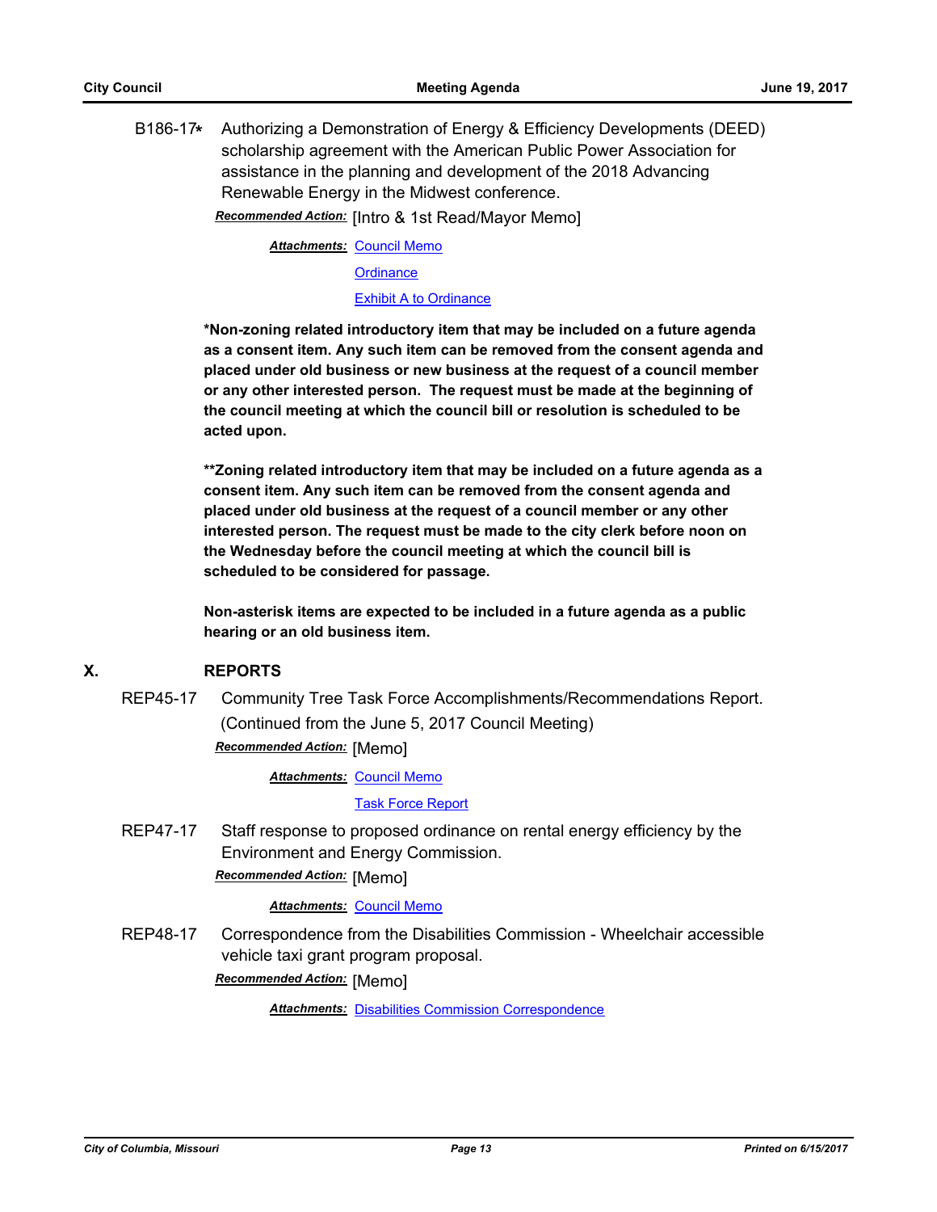B186-17* Authorizing a Demonstration of Energy & Efficiency Developments (DEED) scholarship agreement with the American Public Power Association for assistance in the planning and development of the 2018 Advancing Renewable Energy in the Midwest conference.

***Recommended Action:*** [Intro & 1st Read/Mayor Memo]

***Attachments:*** Council Memo

Ordinance

Exhibit A to Ordinance

**\*Non-zoning related introductory item that may be included on a future agenda as a consent item. Any such item can be removed from the consent agenda and placed under old business or new business at the request of a council member or any other interested person. The request must be made at the beginning of the council meeting at which the council bill or resolution is scheduled to be acted upon.**

**\*\*Zoning related introductory item that may be included on a future agenda as a consent item. Any such item can be removed from the consent agenda and placed under old business at the request of a council member or any other interested person. The request must be made to the city clerk before noon on the Wednesday before the council meeting at which the council bill is scheduled to be considered for passage.**

**Non-asterisk items are expected to be included in a future agenda as a public hearing or an old business item.**

## X. REPORTS

REP45-17 Community Tree Task Force Accomplishments/Recommendations Report. (Continued from the June 5, 2017 Council Meeting)

***Recommended Action:*** [Memo]

***Attachments:*** Council Memo

Task Force Report

REP47-17 Staff response to proposed ordinance on rental energy efficiency by the Environment and Energy Commission.

***Recommended Action:*** [Memo]

***Attachments:*** Council Memo

REP48-17 Correspondence from the Disabilities Commission - Wheelchair accessible vehicle taxi grant program proposal.

***Recommended Action:*** [Memo]

***Attachments:*** Disabilities Commission Correspondence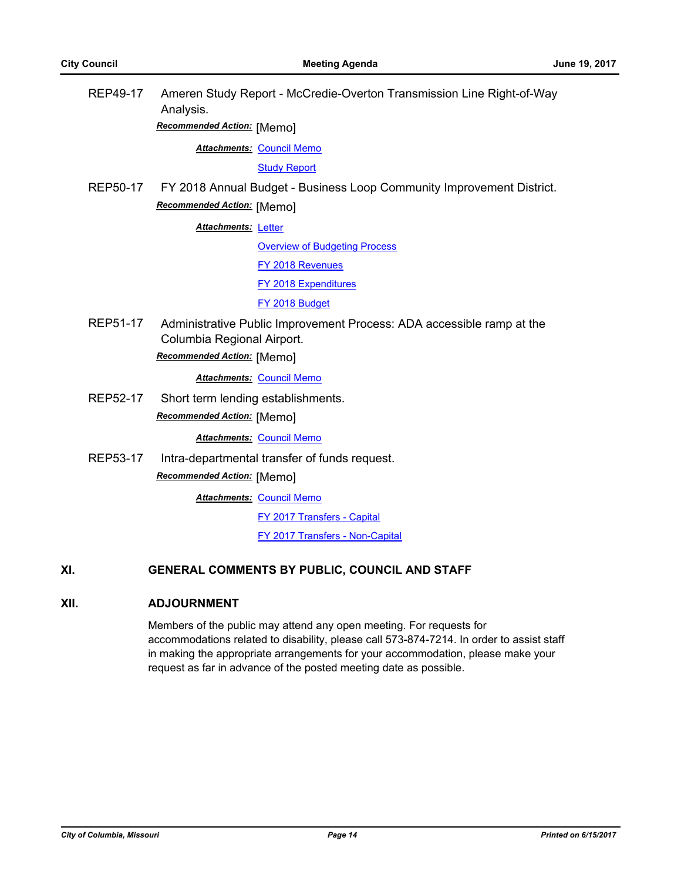REP49-17 Ameren Study Report - McCredie-Overton Transmission Line Right-of-Way Analysis.

***Recommended Action:*** [Memo]

***Attachments:*** Council Memo
Study Report

REP50-17 FY 2018 Annual Budget - Business Loop Community Improvement District.

***Recommended Action:*** [Memo]

***Attachments:*** Letter
Overview of Budgeting Process
FY 2018 Revenues
FY 2018 Expenditures
FY 2018 Budget

REP51-17 Administrative Public Improvement Process: ADA accessible ramp at the Columbia Regional Airport.

***Recommended Action:*** [Memo]

***Attachments:*** Council Memo

REP52-17 Short term lending establishments.

***Recommended Action:*** [Memo]

***Attachments:*** Council Memo

REP53-17 Intra-departmental transfer of funds request.

***Recommended Action:*** [Memo]

***Attachments:*** Council Memo
FY 2017 Transfers - Capital
FY 2017 Transfers - Non-Capital

## XI. GENERAL COMMENTS BY PUBLIC, COUNCIL AND STAFF

## XII. ADJOURNMENT

Members of the public may attend any open meeting. For requests for accommodations related to disability, please call 573-874-7214. In order to assist staff in making the appropriate arrangements for your accommodation, please make your request as far in advance of the posted meeting date as possible.